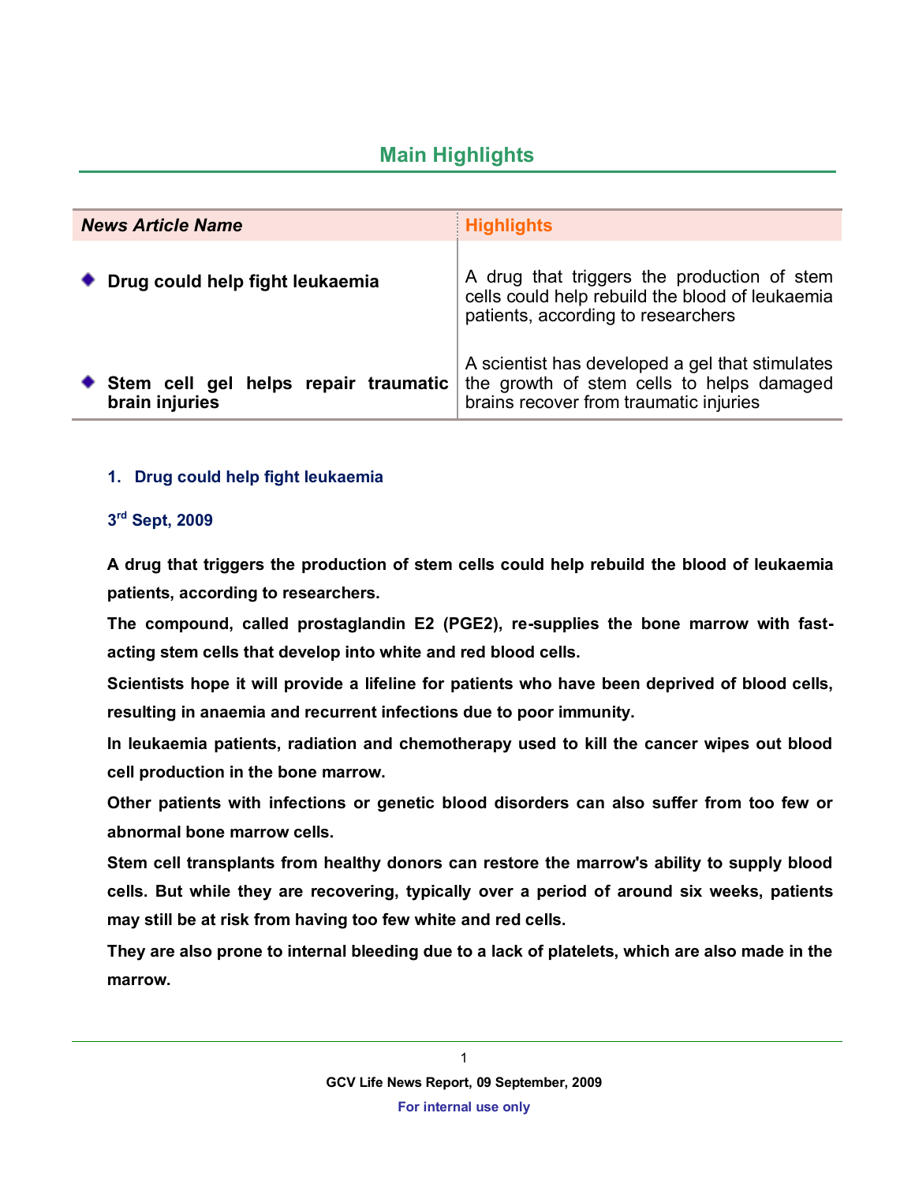## Main Highlights

| *News Article Name* | Highlights |
|---|---|
| **Drug could help fight leukaemia** | A drug that triggers the production of stem cells could help rebuild the blood of leukaemia patients, according to researchers |
| **Stem cell gel helps repair traumatic brain injuries** | A scientist has developed a gel that stimulates the growth of stem cells to helps damaged brains recover from traumatic injuries |

### 1. Drug could help fight leukaemia

**3rd Sept, 2009**

**A drug that triggers the production of stem cells could help rebuild the blood of leukaemia patients, according to researchers.**

**The compound, called prostaglandin E2 (PGE2), re-supplies the bone marrow with fast-acting stem cells that develop into white and red blood cells.**

**Scientists hope it will provide a lifeline for patients who have been deprived of blood cells, resulting in anaemia and recurrent infections due to poor immunity.**

**In leukaemia patients, radiation and chemotherapy used to kill the cancer wipes out blood cell production in the bone marrow.**

**Other patients with infections or genetic blood disorders can also suffer from too few or abnormal bone marrow cells.**

**Stem cell transplants from healthy donors can restore the marrow's ability to supply blood cells. But while they are recovering, typically over a period of around six weeks, patients may still be at risk from having too few white and red cells.**

**They are also prone to internal bleeding due to a lack of platelets, which are also made in the marrow.**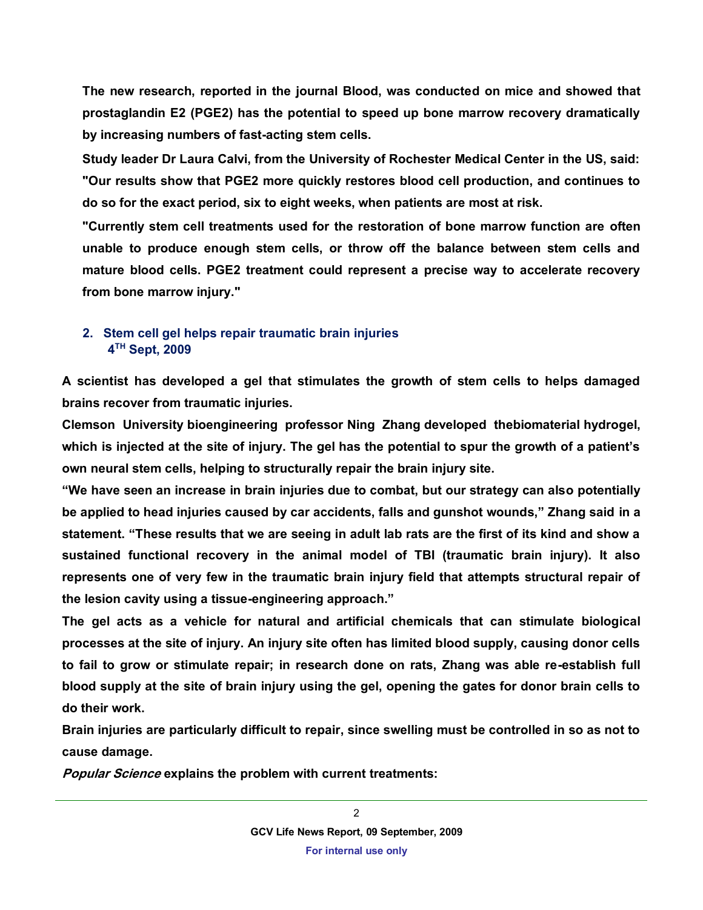**The new research, reported in the journal Blood, was conducted on mice and showed that prostaglandin E2 (PGE2) has the potential to speed up bone marrow recovery dramatically by increasing numbers of fast-acting stem cells.**

**Study leader Dr Laura Calvi, from the University of Rochester Medical Center in the US, said: "Our results show that PGE2 more quickly restores blood cell production, and continues to do so for the exact period, six to eight weeks, when patients are most at risk.**

**"Currently stem cell treatments used for the restoration of bone marrow function are often unable to produce enough stem cells, or throw off the balance between stem cells and mature blood cells. PGE2 treatment could represent a precise way to accelerate recovery from bone marrow injury."**

## 2. Stem cell gel helps repair traumatic brain injuries
### 4TH Sept, 2009

**A scientist has developed a gel that stimulates the growth of stem cells to helps damaged brains recover from traumatic injuries.**

**Clemson University bioengineering professor Ning Zhang developed thebiomaterial hydrogel, which is injected at the site of injury. The gel has the potential to spur the growth of a patient's own neural stem cells, helping to structurally repair the brain injury site.**

**"We have seen an increase in brain injuries due to combat, but our strategy can also potentially be applied to head injuries caused by car accidents, falls and gunshot wounds," Zhang said in a statement. "These results that we are seeing in adult lab rats are the first of its kind and show a sustained functional recovery in the animal model of TBI (traumatic brain injury). It also represents one of very few in the traumatic brain injury field that attempts structural repair of the lesion cavity using a tissue-engineering approach."**

**The gel acts as a vehicle for natural and artificial chemicals that can stimulate biological processes at the site of injury. An injury site often has limited blood supply, causing donor cells to fail to grow or stimulate repair; in research done on rats, Zhang was able re-establish full blood supply at the site of brain injury using the gel, opening the gates for donor brain cells to do their work.**

**Brain injuries are particularly difficult to repair, since swelling must be controlled in so as not to cause damage.**

***Popular Science* explains the problem with current treatments:**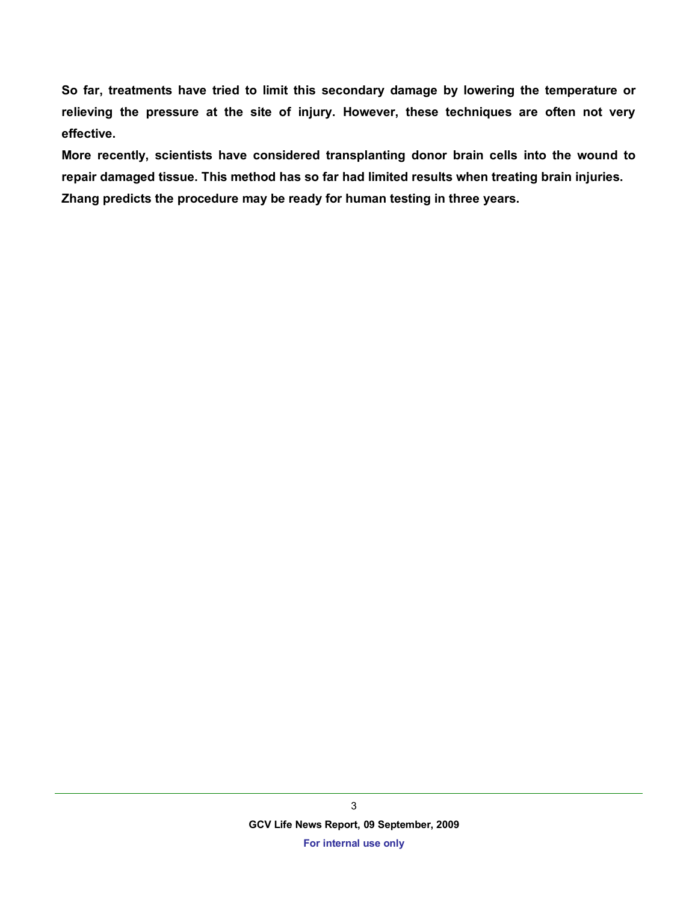**So far, treatments have tried to limit this secondary damage by lowering the temperature or relieving the pressure at the site of injury. However, these techniques are often not very effective.**

**More recently, scientists have considered transplanting donor brain cells into the wound to repair damaged tissue. This method has so far had limited results when treating brain injuries.**

**Zhang predicts the procedure may be ready for human testing in three years.**